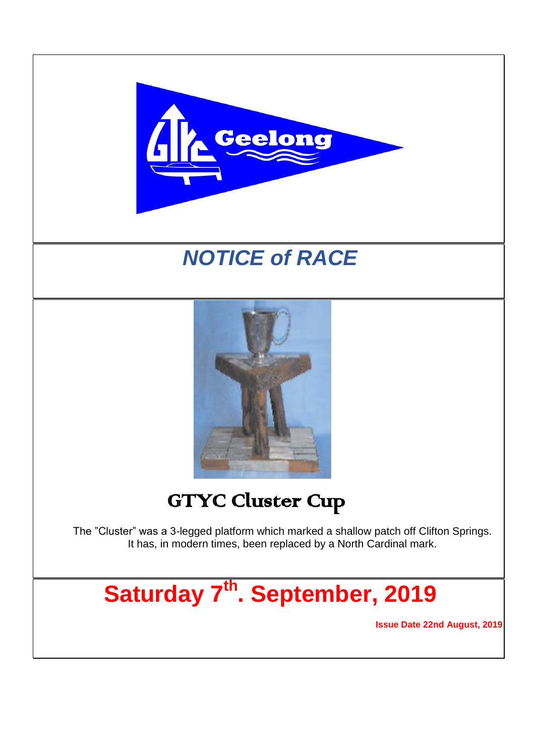# *NOTICE of RACE*

## GTYC Cluster Cup

The "Cluster" was a 3-legged platform which marked a shallow patch off Clifton Springs. It has, in modern times, been replaced by a North Cardinal mark.

# Saturday 7th. September, 2019

**Issue Date 22nd August, 2019**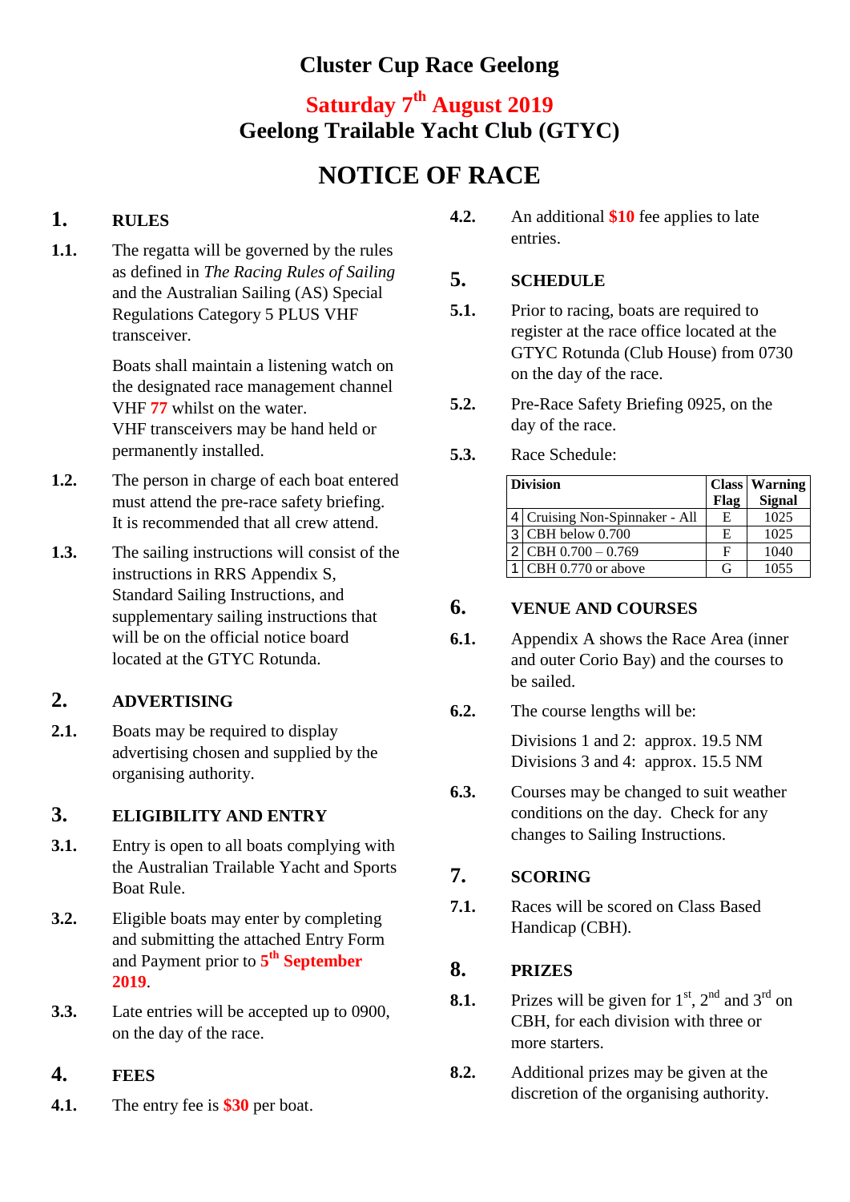# Cluster Cup Race Geelong

## Saturday 7th August 2019
## Geelong Trailable Yacht Club (GTYC)

# NOTICE OF RACE

## 1. RULES

**1.1.** The regatta will be governed by the rules as defined in *The Racing Rules of Sailing* and the Australian Sailing (AS) Special Regulations Category 5 PLUS VHF transceiver.

Boats shall maintain a listening watch on the designated race management channel VHF **77** whilst on the water.
VHF transceivers may be hand held or permanently installed.

**1.2.** The person in charge of each boat entered must attend the pre-race safety briefing. It is recommended that all crew attend.

**1.3.** The sailing instructions will consist of the instructions in RRS Appendix S, Standard Sailing Instructions, and supplementary sailing instructions that will be on the official notice board located at the GTYC Rotunda.

## 2. ADVERTISING

**2.1.** Boats may be required to display advertising chosen and supplied by the organising authority.

## 3. ELIGIBILITY AND ENTRY

**3.1.** Entry is open to all boats complying with the Australian Trailable Yacht and Sports Boat Rule.

**3.2.** Eligible boats may enter by completing and submitting the attached Entry Form and Payment prior to **5th September 2019**.

**3.3.** Late entries will be accepted up to 0900, on the day of the race.

## 4. FEES

**4.1.** The entry fee is **$30** per boat.

**4.2.** An additional **$10** fee applies to late entries.

## 5. SCHEDULE

**5.1.** Prior to racing, boats are required to register at the race office located at the GTYC Rotunda (Club House) from 0730 on the day of the race.

**5.2.** Pre-Race Safety Briefing 0925, on the day of the race.

**5.3.** Race Schedule:

| Division | | Class Flag | Warning Signal |
|---|---|---|---|
| 4 | Cruising Non-Spinnaker - All | E | 1025 |
| 3 | CBH below 0.700 | E | 1025 |
| 2 | CBH 0.700 – 0.769 | F | 1040 |
| 1 | CBH 0.770 or above | G | 1055 |

## 6. VENUE AND COURSES

**6.1.** Appendix A shows the Race Area (inner and outer Corio Bay) and the courses to be sailed.

**6.2.** The course lengths will be:

Divisions 1 and 2: approx. 19.5 NM
Divisions 3 and 4: approx. 15.5 NM

**6.3.** Courses may be changed to suit weather conditions on the day. Check for any changes to Sailing Instructions.

## 7. SCORING

**7.1.** Races will be scored on Class Based Handicap (CBH).

## 8. PRIZES

**8.1.** Prizes will be given for 1st, 2nd and 3rd on CBH, for each division with three or more starters.

**8.2.** Additional prizes may be given at the discretion of the organising authority.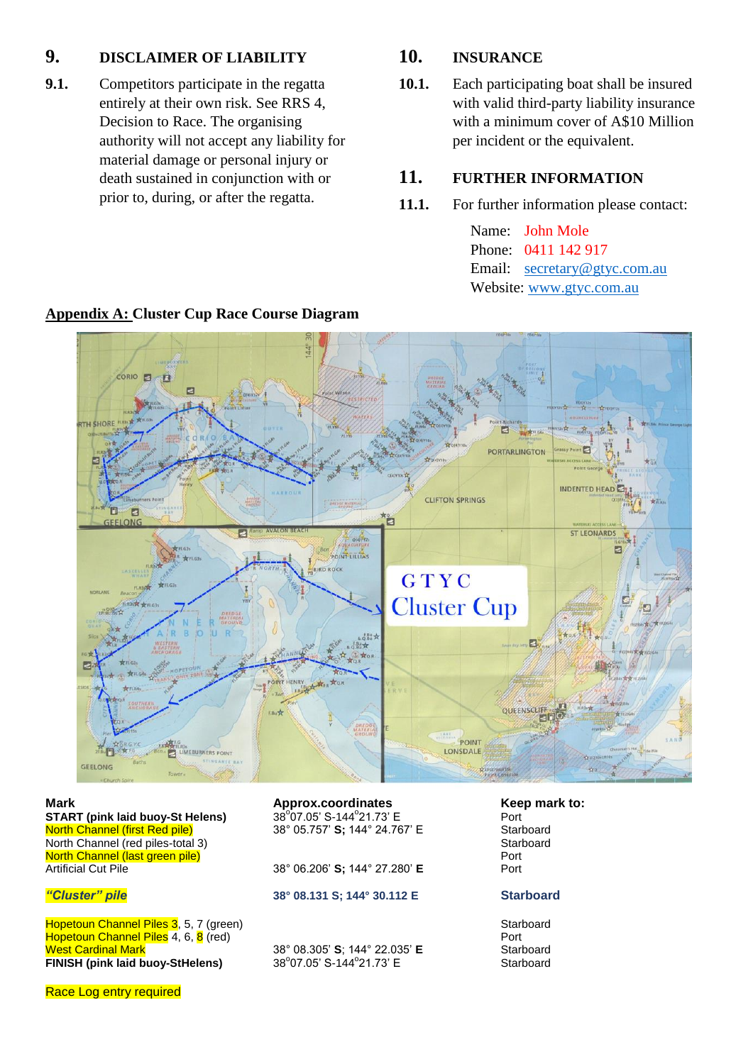## 9. DISCLAIMER OF LIABILITY

**9.1.** Competitors participate in the regatta entirely at their own risk. See RRS 4, Decision to Race. The organising authority will not accept any liability for material damage or personal injury or death sustained in conjunction with or prior to, during, or after the regatta.

## 10. INSURANCE

**10.1.** Each participating boat shall be insured with valid third-party liability insurance with a minimum cover of A$10 Million per incident or the equivalent.

## 11. FURTHER INFORMATION

**11.1.** For further information please contact:

Name: John Mole
Phone: 0411 142 917
Email: secretary@gtyc.com.au
Website: www.gtyc.com.au

## Appendix A: Cluster Cup Race Course Diagram

| Mark | Approx.coordinates | Keep mark to: |
|---|---|---|
| **START (pink laid buoy-St Helens)** | 38°07.05' S-144°21.73' E | Port |
| North Channel (first Red pile) | 38° 05.757' **S;** 144° 24.767' E | Starboard |
| North Channel (red piles-total 3) | | Starboard |
| North Channel (last green pile) | | Port |
| Artificial Cut Pile | 38° 06.206' **S;** 144° 27.280' **E** | Port |
| ***"Cluster" pile*** | **38° 08.131 S; 144° 30.112 E** | **Starboard** |
| Hopetoun Channel Piles 3, 5, 7 (green) | | Starboard |
| Hopetoun Channel Piles 4, 6, 8 (red) | | Port |
| West Cardinal Mark | 38° 08.305' **S;** 144° 22.035' **E** | Starboard |
| **FINISH (pink laid buoy-StHelens)** | 38°07.05' S-144°21.73' E | Starboard |

Race Log entry required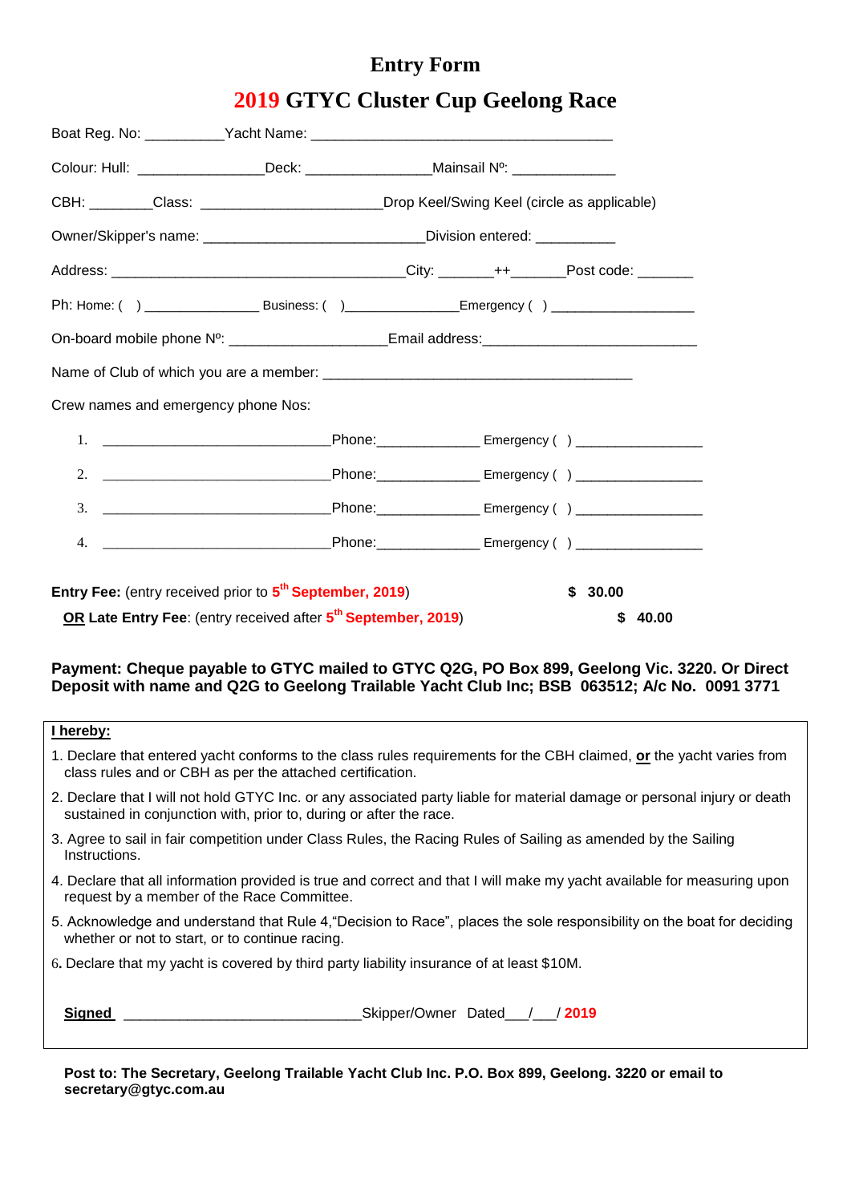# Entry Form

## 2019 GTYC Cluster Cup Geelong Race

Boat Reg. No: __________Yacht Name: ______________________________________

Colour: Hull: ________________Deck: ________________Mainsail Nº: _____________

CBH: ________Class: _______________________Drop Keel/Swing Keel (circle as applicable)

Owner/Skipper's name: ____________________________Division entered: __________

Address: _____________________________________City: _______++_______Post code: _______

Ph: Home: ( ) _______________ Business: ( )_______________Emergency ( ) ___________________

On-board mobile phone Nº: ____________________Email address:____________________________

Name of Club of which you are a member: _______________________________________

Crew names and emergency phone Nos:

1. ______________________________Phone:_____________ Emergency ( ) ________________
2. ______________________________Phone:_____________ Emergency ( ) ________________
3. ______________________________Phone:_____________ Emergency ( ) ________________
4. ______________________________Phone:_____________ Emergency ( ) ________________

**Entry Fee:** (entry received prior to **5th September, 2019**) **$ 30.00**

**OR Late Entry Fee**: (entry received after **5th September, 2019**) **$ 40.00**

**Payment: Cheque payable to GTYC mailed to GTYC Q2G, PO Box 899, Geelong Vic. 3220. Or Direct Deposit with name and Q2G to Geelong Trailable Yacht Club Inc; BSB 063512; A/c No. 0091 3771**

**I hereby:**

1. Declare that entered yacht conforms to the class rules requirements for the CBH claimed, **or** the yacht varies from class rules and or CBH as per the attached certification.
2. Declare that I will not hold GTYC Inc. or any associated party liable for material damage or personal injury or death sustained in conjunction with, prior to, during or after the race.
3. Agree to sail in fair competition under Class Rules, the Racing Rules of Sailing as amended by the Sailing Instructions.
4. Declare that all information provided is true and correct and that I will make my yacht available for measuring upon request by a member of the Race Committee.
5. Acknowledge and understand that Rule 4,"Decision to Race", places the sole responsibility on the boat for deciding whether or not to start, or to continue racing.
6. Declare that my yacht is covered by third party liability insurance of at least $10M.

**Signed** ______________________________Skipper/Owner Dated___/___/ **2019**

**Post to: The Secretary, Geelong Trailable Yacht Club Inc. P.O. Box 899, Geelong. 3220 or email to secretary@gtyc.com.au**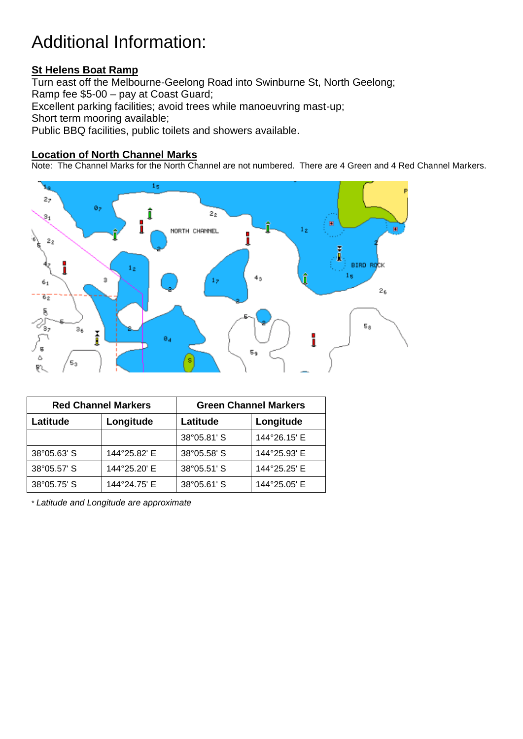# Additional Information:

## St Helens Boat Ramp

Turn east off the Melbourne-Geelong Road into Swinburne St, North Geelong;
Ramp fee $5-00 – pay at Coast Guard;
Excellent parking facilities; avoid trees while manoeuvring mast-up;
Short term mooring available;
Public BBQ facilities, public toilets and showers available.

## Location of North Channel Marks

Note: The Channel Marks for the North Channel are not numbered. There are 4 Green and 4 Red Channel Markers.

NORTH CHANNEL

BIRD ROCK

| Red Channel Markers | | Green Channel Markers | |
|---|---|---|---|
| **Latitude** | **Longitude** | **Latitude** | **Longitude** |
| | | 38°05.81' S | 144°26.15' E |
| 38°05.63' S | 144°25.82' E | 38°05.58' S | 144°25.93' E |
| 38°05.57' S | 144°25.20' E | 38°05.51' S | 144°25.25' E |
| 38°05.75' S | 144°24.75' E | 38°05.61' S | 144°25.05' E |

* *Latitude and Longitude are approximate*